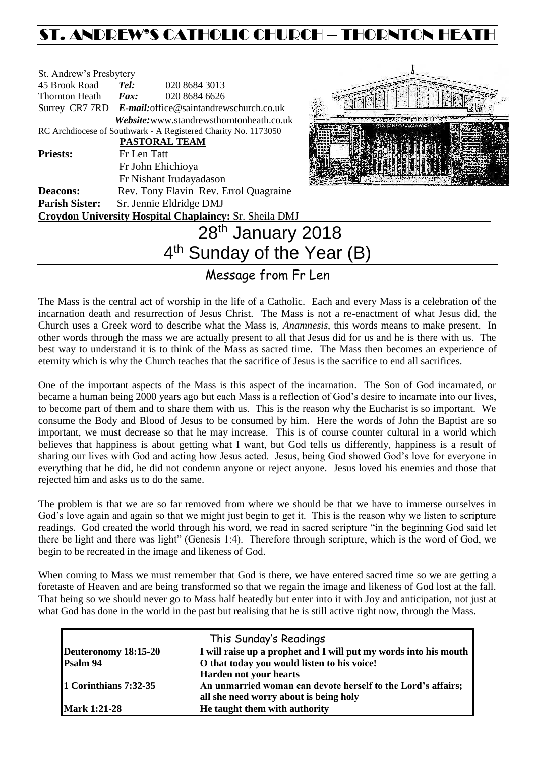# ST. ANDREW'S CATHOLIC CHURCH – THORNTON HEATH

St. Andrew's Presbytery
45 Brook Road *Tel:* 020 8684 3013
Thornton Heath *Fax:* 020 8684 6626
Surrey CR7 7RD *E-mail:* office@saintandrewschurch.co.uk
*Website:* www.standrewsthorntonheath.co.uk
RC Archdiocese of Southwark - A Registered Charity No. 1173050

**PASTORAL TEAM**

**Priests:** Fr Len Tatt
Fr John Ehichioya
Fr Nishant Irudayadason
**Deacons:** Rev. Tony Flavin Rev. Errol Quagraine
**Parish Sister:** Sr. Jennie Eldridge DMJ
**Croydon University Hospital Chaplaincy:** Sr. Sheila DMJ

# 28th January 2018
# 4th Sunday of the Year (B)

## Message from Fr Len

The Mass is the central act of worship in the life of a Catholic. Each and every Mass is a celebration of the incarnation death and resurrection of Jesus Christ. The Mass is not a re-enactment of what Jesus did, the Church uses a Greek word to describe what the Mass is, *Anamnesis*, this words means to make present. In other words through the mass we are actually present to all that Jesus did for us and he is there with us. The best way to understand it is to think of the Mass as sacred time. The Mass then becomes an experience of eternity which is why the Church teaches that the sacrifice of Jesus is the sacrifice to end all sacrifices.

One of the important aspects of the Mass is this aspect of the incarnation. The Son of God incarnated, or became a human being 2000 years ago but each Mass is a reflection of God's desire to incarnate into our lives, to become part of them and to share them with us. This is the reason why the Eucharist is so important. We consume the Body and Blood of Jesus to be consumed by him. Here the words of John the Baptist are so important, we must decrease so that he may increase. This is of course counter cultural in a world which believes that happiness is about getting what I want, but God tells us differently, happiness is a result of sharing our lives with God and acting how Jesus acted. Jesus, being God showed God's love for everyone in everything that he did, he did not condemn anyone or reject anyone. Jesus loved his enemies and those that rejected him and asks us to do the same.

The problem is that we are so far removed from where we should be that we have to immerse ourselves in God's love again and again so that we might just begin to get it. This is the reason why we listen to scripture readings. God created the world through his word, we read in sacred scripture "in the beginning God said let there be light and there was light" (Genesis 1:4). Therefore through scripture, which is the word of God, we begin to be recreated in the image and likeness of God.

When coming to Mass we must remember that God is there, we have entered sacred time so we are getting a foretaste of Heaven and are being transformed so that we regain the image and likeness of God lost at the fall. That being so we should never go to Mass half heatedly but enter into it with Joy and anticipation, not just at what God has done in the world in the past but realising that he is still active right now, through the Mass.

| This Sunday's Readings | |
|---|---|
| **Deuteronomy 18:15-20** | **I will raise up a prophet and I will put my words into his mouth** |
| **Psalm 94** | **O that today you would listen to his voice! Harden not your hearts** |
| **1 Corinthians 7:32-35** | **An unmarried woman can devote herself to the Lord's affairs; all she need worry about is being holy** |
| **Mark 1:21-28** | **He taught them with authority** |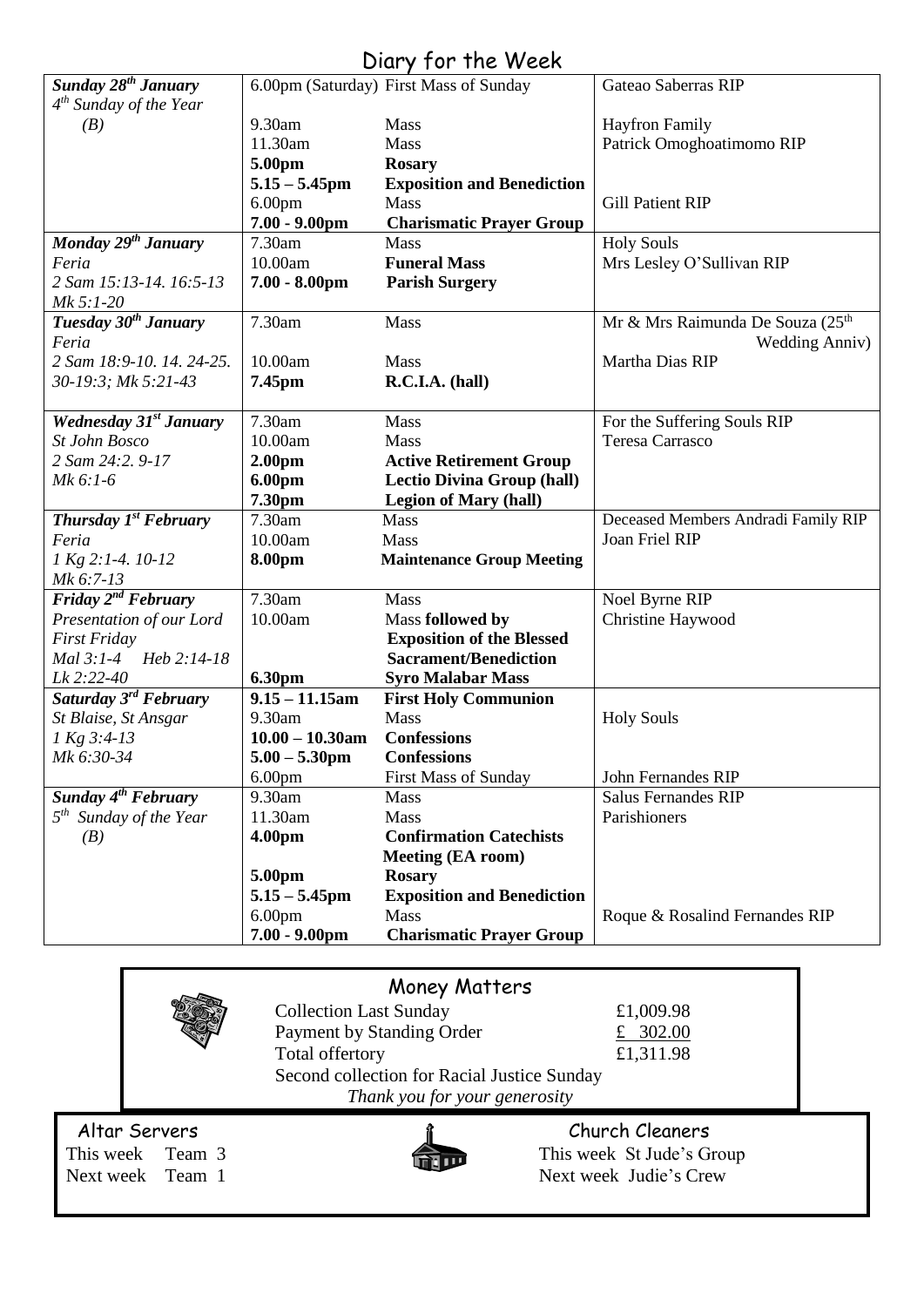# Diary for the Week

| | | | |
|---|---|---|---|
| ***Sunday 28th January*** *4th Sunday of the Year (B)* | 6.00pm (Saturday) | First Mass of Sunday | Gateao Saberras RIP |
| | 9.30am | Mass | Hayfron Family |
| | 11.30am | Mass | Patrick Omoghoatimomo RIP |
| | **5.00pm** | **Rosary** | |
| | **5.15 – 5.45pm** | **Exposition and Benediction** | |
| | 6.00pm | Mass | Gill Patient RIP |
| | **7.00 - 9.00pm** | **Charismatic Prayer Group** | |
| ***Monday 29th January*** *Feria* *2 Sam 15:13-14. 16:5-13 Mk 5:1-20* | 7.30am | Mass | Holy Souls |
| | 10.00am | **Funeral Mass** | Mrs Lesley O'Sullivan RIP |
| | **7.00 - 8.00pm** | **Parish Surgery** | |
| ***Tuesday 30th January*** *Feria* *2 Sam 18:9-10. 14. 24-25. 30-19:3; Mk 5:21-43* | 7.30am | Mass | Mr & Mrs Raimunda De Souza (25th Wedding Anniv) |
| | 10.00am | Mass | Martha Dias RIP |
| | **7.45pm** | **R.C.I.A. (hall)** | |
| ***Wednesday 31st January*** *St John Bosco* *2 Sam 24:2. 9-17 Mk 6:1-6* | 7.30am | Mass | For the Suffering Souls RIP |
| | 10.00am | Mass | Teresa Carrasco |
| | **2.00pm** | **Active Retirement Group** | |
| | **6.00pm** | **Lectio Divina Group (hall)** | |
| | **7.30pm** | **Legion of Mary (hall)** | |
| ***Thursday 1st February*** *Feria* *1 Kg 2:1-4. 10-12 Mk 6:7-13* | 7.30am | Mass | Deceased Members Andradi Family RIP |
| | 10.00am | Mass | Joan Friel RIP |
| | **8.00pm** | **Maintenance Group Meeting** | |
| ***Friday 2nd February*** *Presentation of our Lord* *First Friday* *Mal 3:1-4 Heb 2:14-18 Lk 2:22-40* | 7.30am | Mass | Noel Byrne RIP |
| | 10.00am | Mass **followed by Exposition of the Blessed Sacrament/Benediction** | Christine Haywood |
| | **6.30pm** | **Syro Malabar Mass** | |
| ***Saturday 3rd February*** *St Blaise, St Ansgar* *1 Kg 3:4-13 Mk 6:30-34* | **9.15 – 11.15am** | **First Holy Communion** | |
| | 9.30am | Mass | Holy Souls |
| | **10.00 – 10.30am** | **Confessions** | |
| | **5.00 – 5.30pm** | **Confessions** | |
| | 6.00pm | First Mass of Sunday | John Fernandes RIP |
| ***Sunday 4th February*** *5th Sunday of the Year (B)* | 9.30am | Mass | Salus Fernandes RIP |
| | 11.30am | Mass | Parishioners |
| | **4.00pm** | **Confirmation Catechists Meeting (EA room)** | |
| | **5.00pm** | **Rosary** | |
| | **5.15 – 5.45pm** | **Exposition and Benediction** | |
| | 6.00pm | Mass | Roque & Rosalind Fernandes RIP |
| | **7.00 - 9.00pm** | **Charismatic Prayer Group** | |

## Money Matters

| | |
|---|---|
| Collection Last Sunday | £1,009.98 |
| Payment by Standing Order | £ 302.00 |
| Total offertory | £1,311.98 |

Second collection for Racial Justice Sunday

*Thank you for your generosity*

**Altar Servers**

This week Team 3
Next week Team 1

**Church Cleaners**

This week St Jude's Group
Next week Judie's Crew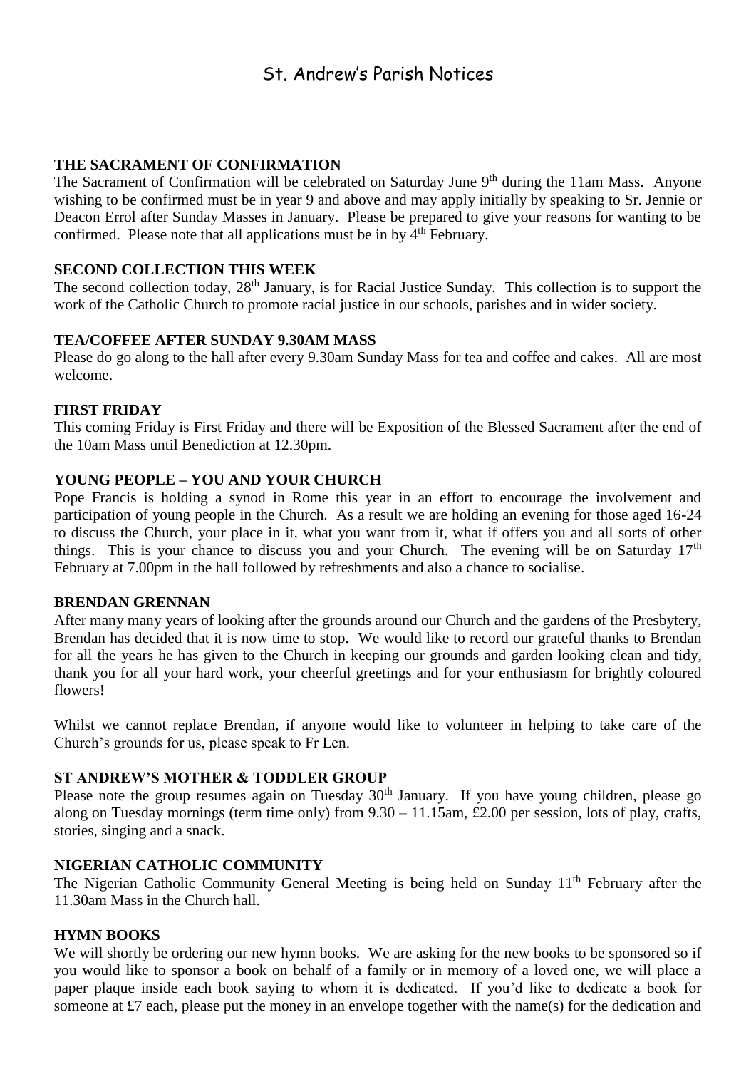# St. Andrew's Parish Notices

**THE SACRAMENT OF CONFIRMATION**

The Sacrament of Confirmation will be celebrated on Saturday June 9th during the 11am Mass. Anyone wishing to be confirmed must be in year 9 and above and may apply initially by speaking to Sr. Jennie or Deacon Errol after Sunday Masses in January. Please be prepared to give your reasons for wanting to be confirmed. Please note that all applications must be in by 4th February.

**SECOND COLLECTION THIS WEEK**

The second collection today, 28th January, is for Racial Justice Sunday. This collection is to support the work of the Catholic Church to promote racial justice in our schools, parishes and in wider society.

**TEA/COFFEE AFTER SUNDAY 9.30AM MASS**

Please do go along to the hall after every 9.30am Sunday Mass for tea and coffee and cakes. All are most welcome.

**FIRST FRIDAY**

This coming Friday is First Friday and there will be Exposition of the Blessed Sacrament after the end of the 10am Mass until Benediction at 12.30pm.

**YOUNG PEOPLE – YOU AND YOUR CHURCH**

Pope Francis is holding a synod in Rome this year in an effort to encourage the involvement and participation of young people in the Church. As a result we are holding an evening for those aged 16-24 to discuss the Church, your place in it, what you want from it, what if offers you and all sorts of other things. This is your chance to discuss you and your Church. The evening will be on Saturday 17th February at 7.00pm in the hall followed by refreshments and also a chance to socialise.

**BRENDAN GRENNAN**

After many many years of looking after the grounds around our Church and the gardens of the Presbytery, Brendan has decided that it is now time to stop. We would like to record our grateful thanks to Brendan for all the years he has given to the Church in keeping our grounds and garden looking clean and tidy, thank you for all your hard work, your cheerful greetings and for your enthusiasm for brightly coloured flowers!

Whilst we cannot replace Brendan, if anyone would like to volunteer in helping to take care of the Church's grounds for us, please speak to Fr Len.

**ST ANDREW'S MOTHER & TODDLER GROUP**

Please note the group resumes again on Tuesday 30th January. If you have young children, please go along on Tuesday mornings (term time only) from 9.30 – 11.15am, £2.00 per session, lots of play, crafts, stories, singing and a snack.

**NIGERIAN CATHOLIC COMMUNITY**

The Nigerian Catholic Community General Meeting is being held on Sunday 11th February after the 11.30am Mass in the Church hall.

**HYMN BOOKS**

We will shortly be ordering our new hymn books. We are asking for the new books to be sponsored so if you would like to sponsor a book on behalf of a family or in memory of a loved one, we will place a paper plaque inside each book saying to whom it is dedicated. If you'd like to dedicate a book for someone at £7 each, please put the money in an envelope together with the name(s) for the dedication and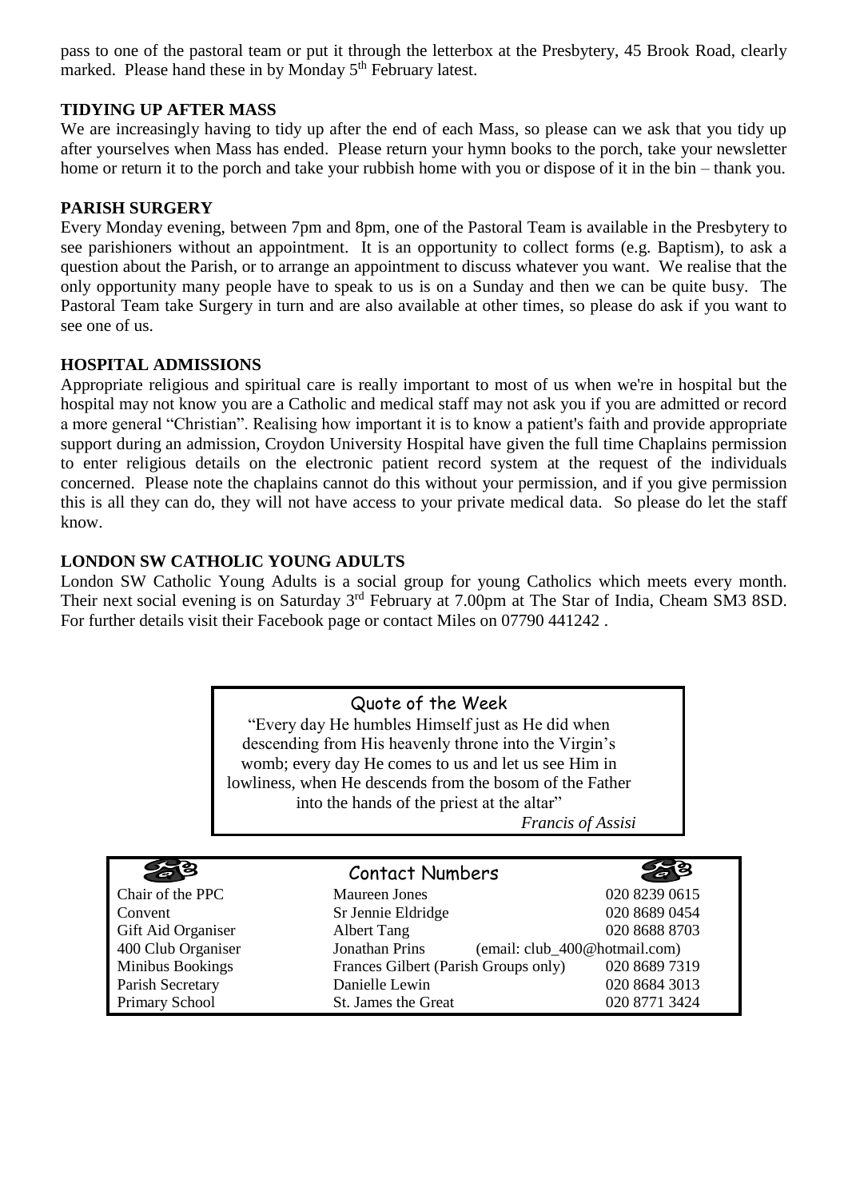pass to one of the pastoral team or put it through the letterbox at the Presbytery, 45 Brook Road, clearly marked. Please hand these in by Monday 5th February latest.

### TIDYING UP AFTER MASS

We are increasingly having to tidy up after the end of each Mass, so please can we ask that you tidy up after yourselves when Mass has ended. Please return your hymn books to the porch, take your newsletter home or return it to the porch and take your rubbish home with you or dispose of it in the bin – thank you.

### PARISH SURGERY

Every Monday evening, between 7pm and 8pm, one of the Pastoral Team is available in the Presbytery to see parishioners without an appointment. It is an opportunity to collect forms (e.g. Baptism), to ask a question about the Parish, or to arrange an appointment to discuss whatever you want. We realise that the only opportunity many people have to speak to us is on a Sunday and then we can be quite busy. The Pastoral Team take Surgery in turn and are also available at other times, so please do ask if you want to see one of us.

### HOSPITAL ADMISSIONS

Appropriate religious and spiritual care is really important to most of us when we're in hospital but the hospital may not know you are a Catholic and medical staff may not ask you if you are admitted or record a more general "Christian". Realising how important it is to know a patient's faith and provide appropriate support during an admission, Croydon University Hospital have given the full time Chaplains permission to enter religious details on the electronic patient record system at the request of the individuals concerned. Please note the chaplains cannot do this without your permission, and if you give permission this is all they can do, they will not have access to your private medical data. So please do let the staff know.

### LONDON SW CATHOLIC YOUNG ADULTS

London SW Catholic Young Adults is a social group for young Catholics which meets every month. Their next social evening is on Saturday 3rd February at 7.00pm at The Star of India, Cheam SM3 8SD. For further details visit their Facebook page or contact Miles on 07790 441242 .

### Quote of the Week

"Every day He humbles Himself just as He did when descending from His heavenly throne into the Virgin's womb; every day He comes to us and let us see Him in lowliness, when He descends from the bosom of the Father into the hands of the priest at the altar"

*Francis of Assisi*

### Contact Numbers

| | | |
|---|---|---|
| Chair of the PPC | Maureen Jones | 020 8239 0615 |
| Convent | Sr Jennie Eldridge | 020 8689 0454 |
| Gift Aid Organiser | Albert Tang | 020 8688 8703 |
| 400 Club Organiser | Jonathan Prins | (email: club_400@hotmail.com) |
| Minibus Bookings | Frances Gilbert (Parish Groups only) | 020 8689 7319 |
| Parish Secretary | Danielle Lewin | 020 8684 3013 |
| Primary School | St. James the Great | 020 8771 3424 |